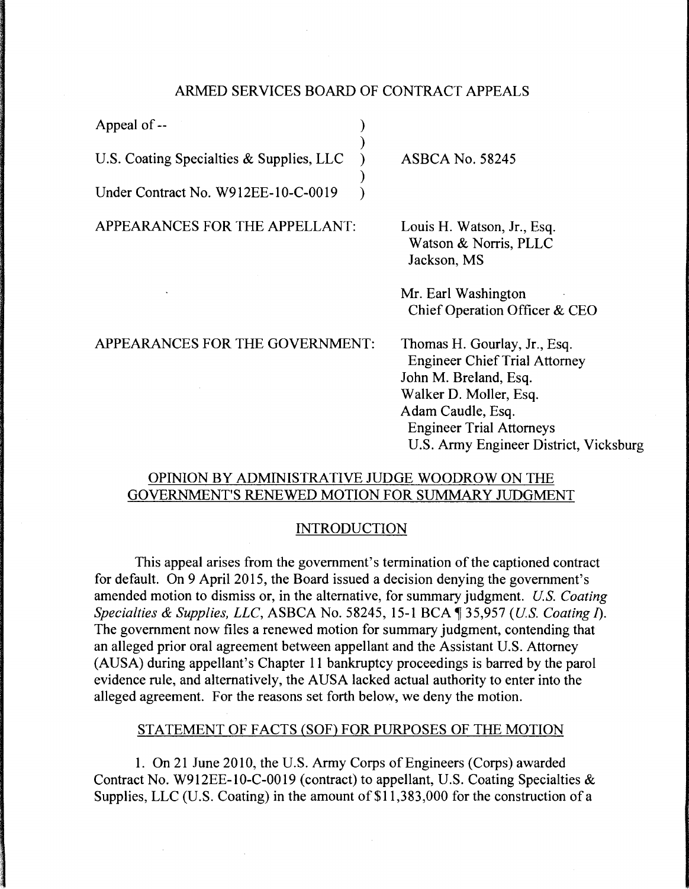ARMED SERVICES BOARD OF CONTRACT APPEALS

| | |
|---|---|
| Appeal of -- | |
| U.S. Coating Specialties & Supplies, LLC | ASBCA No. 58245 |
| Under Contract No. W912EE-10-C-0019 | |

APPEARANCES FOR THE APPELLANT:

Louis H. Watson, Jr., Esq.
Watson & Norris, PLLC
Jackson, MS

Mr. Earl Washington
Chief Operation Officer & CEO

APPEARANCES FOR THE GOVERNMENT:

Thomas H. Gourlay, Jr., Esq.
Engineer Chief Trial Attorney
John M. Breland, Esq.
Walker D. Moller, Esq.
Adam Caudle, Esq.
Engineer Trial Attorneys
U.S. Army Engineer District, Vicksburg

## OPINION BY ADMINISTRATIVE JUDGE WOODROW ON THE GOVERNMENT'S RENEWED MOTION FOR SUMMARY JUDGMENT

## INTRODUCTION

This appeal arises from the government's termination of the captioned contract for default. On 9 April 2015, the Board issued a decision denying the government's amended motion to dismiss or, in the alternative, for summary judgment. *U.S. Coating Specialties & Supplies, LLC*, ASBCA No. 58245, 15-1 BCA ¶ 35,957 (*U.S. Coating I*). The government now files a renewed motion for summary judgment, contending that an alleged prior oral agreement between appellant and the Assistant U.S. Attorney (AUSA) during appellant's Chapter 11 bankruptcy proceedings is barred by the parol evidence rule, and alternatively, the AUSA lacked actual authority to enter into the alleged agreement. For the reasons set forth below, we deny the motion.

## STATEMENT OF FACTS (SOF) FOR PURPOSES OF THE MOTION

1. On 21 June 2010, the U.S. Army Corps of Engineers (Corps) awarded Contract No. W912EE-10-C-0019 (contract) to appellant, U.S. Coating Specialties & Supplies, LLC (U.S. Coating) in the amount of $11,383,000 for the construction of a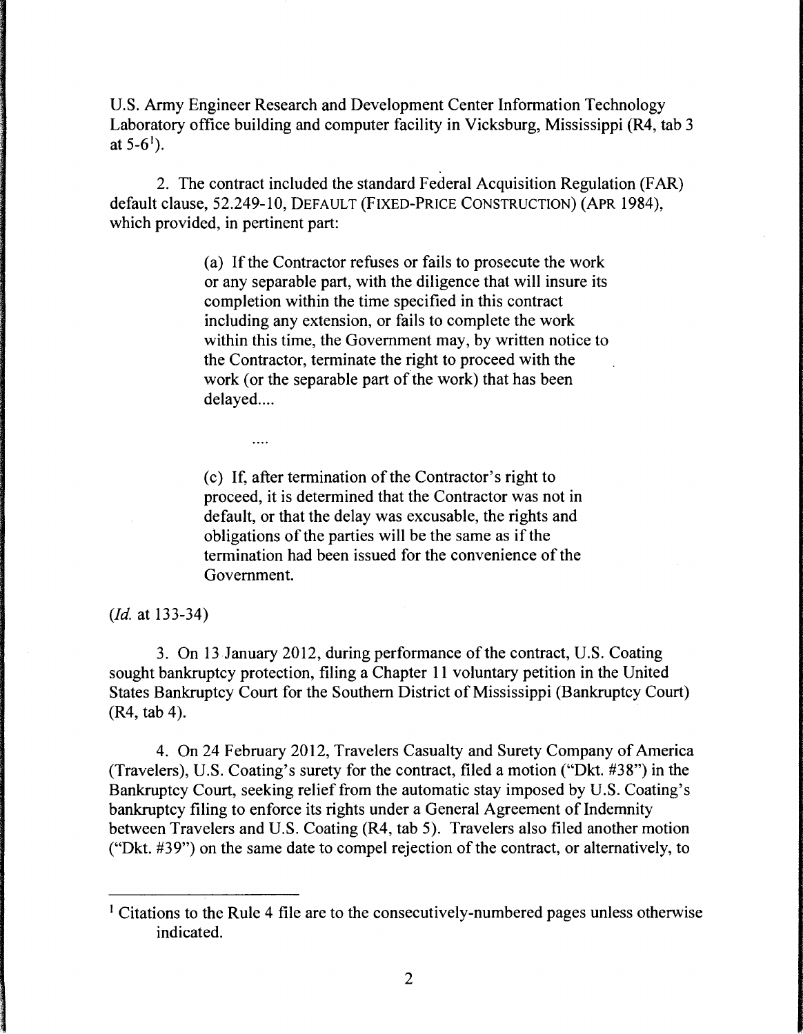U.S. Army Engineer Research and Development Center Information Technology Laboratory office building and computer facility in Vicksburg, Mississippi (R4, tab 3 at 5-6[1]).

2. The contract included the standard Federal Acquisition Regulation (FAR) default clause, 52.249-10, DEFAULT (FIXED-PRICE CONSTRUCTION) (APR 1984), which provided, in pertinent part:

> (a) If the Contractor refuses or fails to prosecute the work or any separable part, with the diligence that will insure its completion within the time specified in this contract including any extension, or fails to complete the work within this time, the Government may, by written notice to the Contractor, terminate the right to proceed with the work (or the separable part of the work) that has been delayed....
>
> ....
>
> (c) If, after termination of the Contractor's right to proceed, it is determined that the Contractor was not in default, or that the delay was excusable, the rights and obligations of the parties will be the same as if the termination had been issued for the convenience of the Government.

(*Id.* at 133-34)

3. On 13 January 2012, during performance of the contract, U.S. Coating sought bankruptcy protection, filing a Chapter 11 voluntary petition in the United States Bankruptcy Court for the Southern District of Mississippi (Bankruptcy Court) (R4, tab 4).

4. On 24 February 2012, Travelers Casualty and Surety Company of America (Travelers), U.S. Coating's surety for the contract, filed a motion ("Dkt. #38") in the Bankruptcy Court, seeking relief from the automatic stay imposed by U.S. Coating's bankruptcy filing to enforce its rights under a General Agreement of Indemnity between Travelers and U.S. Coating (R4, tab 5). Travelers also filed another motion ("Dkt. #39") on the same date to compel rejection of the contract, or alternatively, to

[1] Citations to the Rule 4 file are to the consecutively-numbered pages unless otherwise indicated.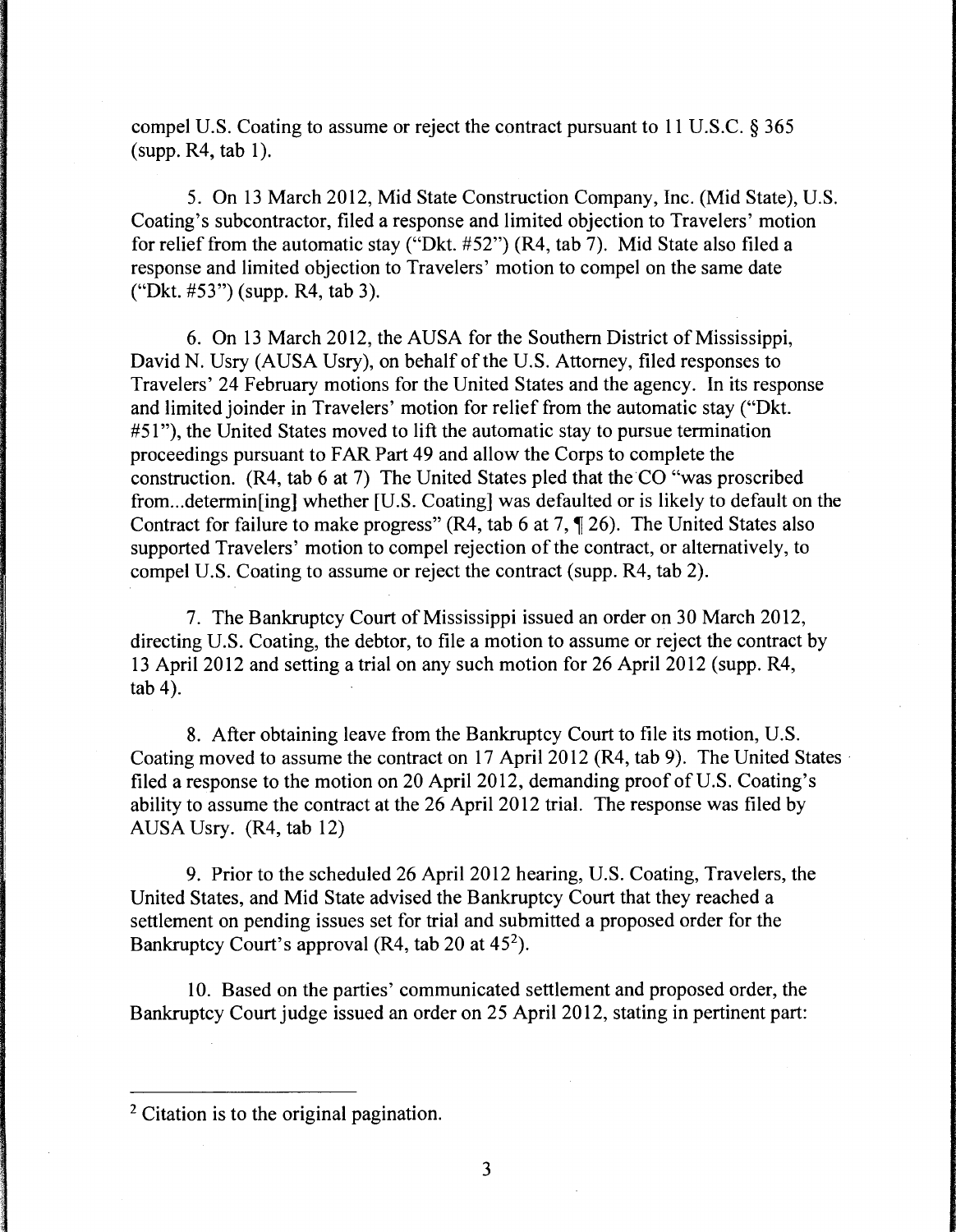compel U.S. Coating to assume or reject the contract pursuant to 11 U.S.C. § 365 (supp. R4, tab 1).

5. On 13 March 2012, Mid State Construction Company, Inc. (Mid State), U.S. Coating's subcontractor, filed a response and limited objection to Travelers' motion for relief from the automatic stay ("Dkt. #52") (R4, tab 7). Mid State also filed a response and limited objection to Travelers' motion to compel on the same date ("Dkt. #53") (supp. R4, tab 3).

6. On 13 March 2012, the AUSA for the Southern District of Mississippi, David N. Usry (AUSA Usry), on behalf of the U.S. Attorney, filed responses to Travelers' 24 February motions for the United States and the agency. In its response and limited joinder in Travelers' motion for relief from the automatic stay ("Dkt. #51"), the United States moved to lift the automatic stay to pursue termination proceedings pursuant to FAR Part 49 and allow the Corps to complete the construction. (R4, tab 6 at 7) The United States pled that the CO "was proscribed from...determin[ing] whether [U.S. Coating] was defaulted or is likely to default on the Contract for failure to make progress" (R4, tab 6 at 7, ¶ 26). The United States also supported Travelers' motion to compel rejection of the contract, or alternatively, to compel U.S. Coating to assume or reject the contract (supp. R4, tab 2).

7. The Bankruptcy Court of Mississippi issued an order on 30 March 2012, directing U.S. Coating, the debtor, to file a motion to assume or reject the contract by 13 April 2012 and setting a trial on any such motion for 26 April 2012 (supp. R4, tab 4).

8. After obtaining leave from the Bankruptcy Court to file its motion, U.S. Coating moved to assume the contract on 17 April 2012 (R4, tab 9). The United States filed a response to the motion on 20 April 2012, demanding proof of U.S. Coating's ability to assume the contract at the 26 April 2012 trial. The response was filed by AUSA Usry. (R4, tab 12)

9. Prior to the scheduled 26 April 2012 hearing, U.S. Coating, Travelers, the United States, and Mid State advised the Bankruptcy Court that they reached a settlement on pending issues set for trial and submitted a proposed order for the Bankruptcy Court's approval (R4, tab 20 at 45[2]).

10. Based on the parties' communicated settlement and proposed order, the Bankruptcy Court judge issued an order on 25 April 2012, stating in pertinent part:

---

[2] Citation is to the original pagination.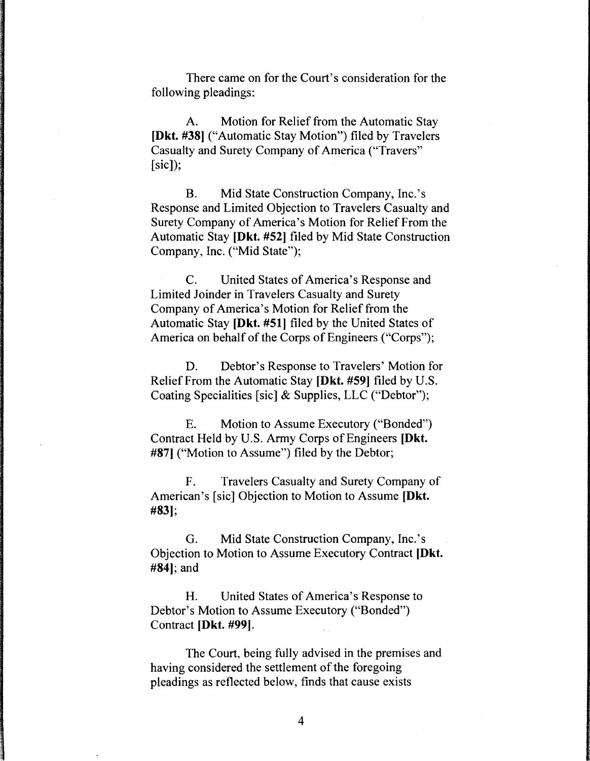There came on for the Court's consideration for the following pleadings:

A. Motion for Relief from the Automatic Stay **[Dkt. #38]** ("Automatic Stay Motion") filed by Travelers Casualty and Surety Company of America ("Travers" [sic]);

B. Mid State Construction Company, Inc.'s Response and Limited Objection to Travelers Casualty and Surety Company of America's Motion for Relief From the Automatic Stay **[Dkt. #52]** filed by Mid State Construction Company, Inc. ("Mid State");

C. United States of America's Response and Limited Joinder in Travelers Casualty and Surety Company of America's Motion for Relief from the Automatic Stay **[Dkt. #51]** filed by the United States of America on behalf of the Corps of Engineers ("Corps");

D. Debtor's Response to Travelers' Motion for Relief From the Automatic Stay **[Dkt. #59]** filed by U.S. Coating Specialities [sic] & Supplies, LLC ("Debtor");

E. Motion to Assume Executory ("Bonded") Contract Held by U.S. Army Corps of Engineers **[Dkt. #87]** ("Motion to Assume") filed by the Debtor;

F. Travelers Casualty and Surety Company of American's [sic] Objection to Motion to Assume **[Dkt. #83]**;

G. Mid State Construction Company, Inc.'s Objection to Motion to Assume Executory Contract **[Dkt. #84]**; and

H. United States of America's Response to Debtor's Motion to Assume Executory ("Bonded") Contract **[Dkt. #99]**.

The Court, being fully advised in the premises and having considered the settlement of the foregoing pleadings as reflected below, finds that cause exists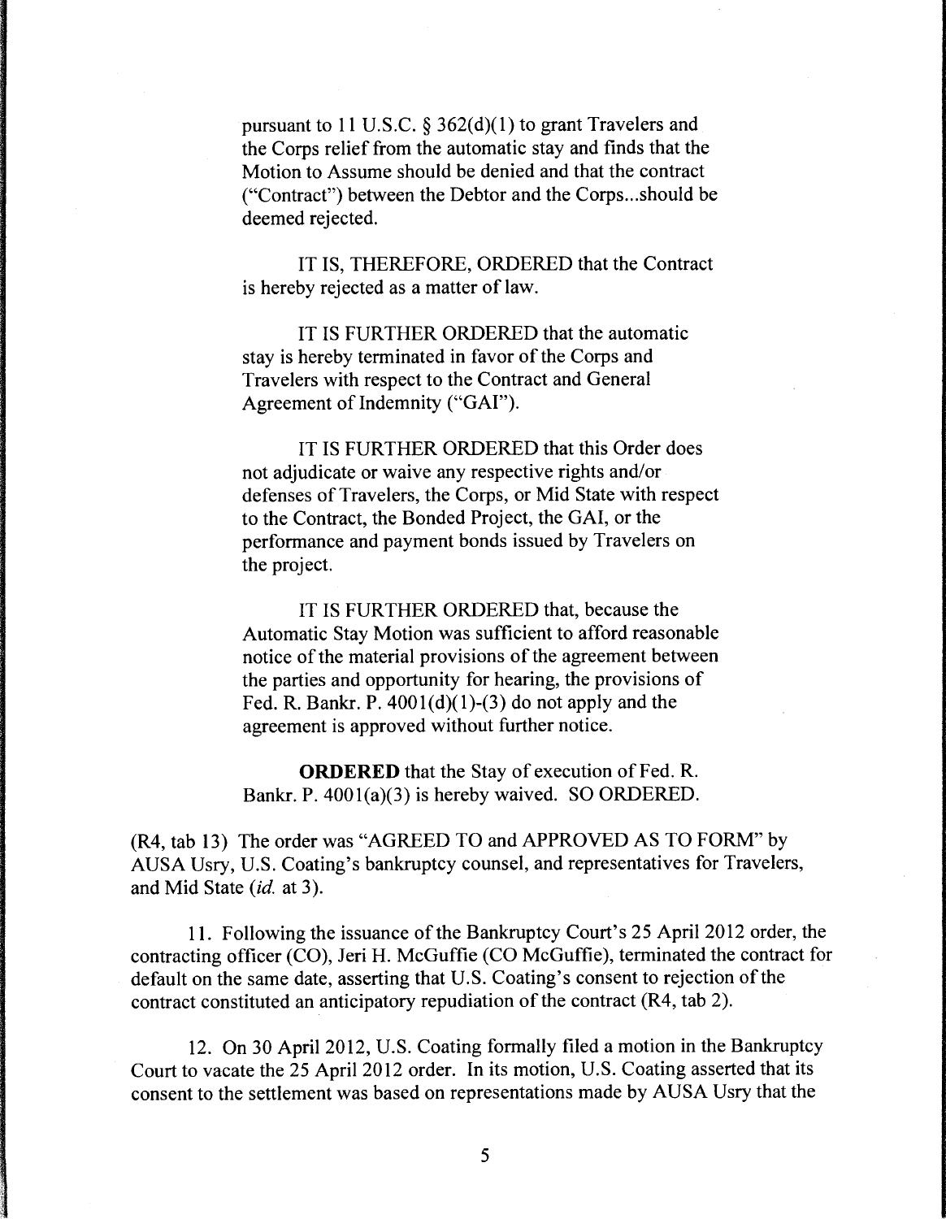> pursuant to 11 U.S.C. § 362(d)(1) to grant Travelers and the Corps relief from the automatic stay and finds that the Motion to Assume should be denied and that the contract ("Contract") between the Debtor and the Corps...should be deemed rejected.
>
> IT IS, THEREFORE, ORDERED that the Contract is hereby rejected as a matter of law.
>
> IT IS FURTHER ORDERED that the automatic stay is hereby terminated in favor of the Corps and Travelers with respect to the Contract and General Agreement of Indemnity ("GAI").
>
> IT IS FURTHER ORDERED that this Order does not adjudicate or waive any respective rights and/or defenses of Travelers, the Corps, or Mid State with respect to the Contract, the Bonded Project, the GAI, or the performance and payment bonds issued by Travelers on the project.
>
> IT IS FURTHER ORDERED that, because the Automatic Stay Motion was sufficient to afford reasonable notice of the material provisions of the agreement between the parties and opportunity for hearing, the provisions of Fed. R. Bankr. P. 4001(d)(1)-(3) do not apply and the agreement is approved without further notice.
>
> **ORDERED** that the Stay of execution of Fed. R. Bankr. P. 4001(a)(3) is hereby waived. SO ORDERED.

(R4, tab 13) The order was "AGREED TO and APPROVED AS TO FORM" by AUSA Usry, U.S. Coating's bankruptcy counsel, and representatives for Travelers, and Mid State (*id.* at 3).

11. Following the issuance of the Bankruptcy Court's 25 April 2012 order, the contracting officer (CO), Jeri H. McGuffie (CO McGuffie), terminated the contract for default on the same date, asserting that U.S. Coating's consent to rejection of the contract constituted an anticipatory repudiation of the contract (R4, tab 2).

12. On 30 April 2012, U.S. Coating formally filed a motion in the Bankruptcy Court to vacate the 25 April 2012 order. In its motion, U.S. Coating asserted that its consent to the settlement was based on representations made by AUSA Usry that the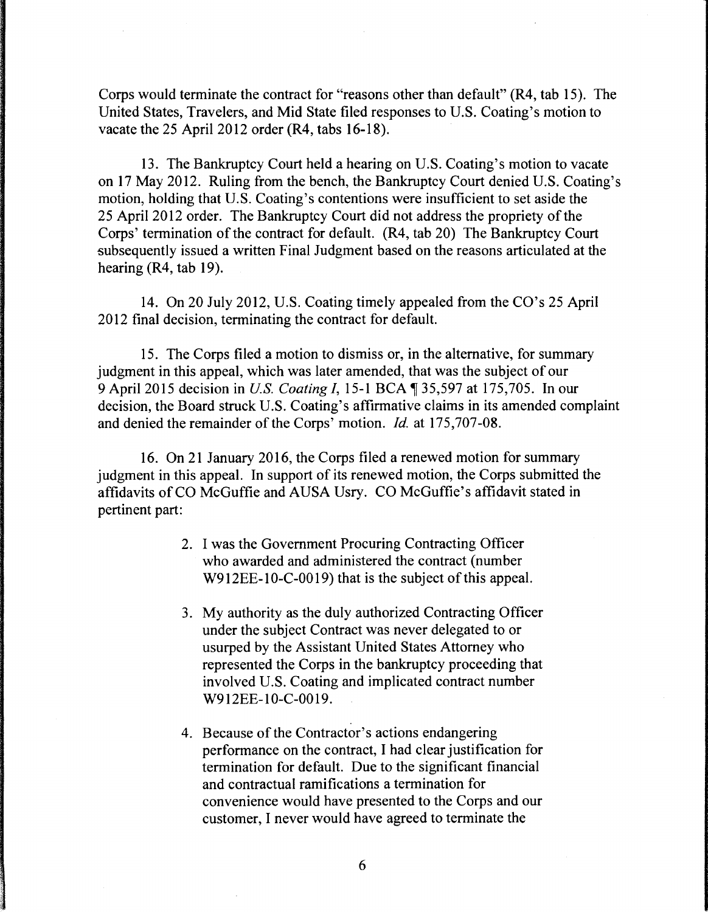Corps would terminate the contract for "reasons other than default" (R4, tab 15). The United States, Travelers, and Mid State filed responses to U.S. Coating's motion to vacate the 25 April 2012 order (R4, tabs 16-18).

13. The Bankruptcy Court held a hearing on U.S. Coating's motion to vacate on 17 May 2012. Ruling from the bench, the Bankruptcy Court denied U.S. Coating's motion, holding that U.S. Coating's contentions were insufficient to set aside the 25 April 2012 order. The Bankruptcy Court did not address the propriety of the Corps' termination of the contract for default. (R4, tab 20) The Bankruptcy Court subsequently issued a written Final Judgment based on the reasons articulated at the hearing (R4, tab 19).

14. On 20 July 2012, U.S. Coating timely appealed from the CO's 25 April 2012 final decision, terminating the contract for default.

15. The Corps filed a motion to dismiss or, in the alternative, for summary judgment in this appeal, which was later amended, that was the subject of our 9 April 2015 decision in *U.S. Coating I*, 15-1 BCA ¶ 35,597 at 175,705. In our decision, the Board struck U.S. Coating's affirmative claims in its amended complaint and denied the remainder of the Corps' motion. *Id.* at 175,707-08.

16. On 21 January 2016, the Corps filed a renewed motion for summary judgment in this appeal. In support of its renewed motion, the Corps submitted the affidavits of CO McGuffie and AUSA Usry. CO McGuffie's affidavit stated in pertinent part:

> 2. I was the Government Procuring Contracting Officer who awarded and administered the contract (number W912EE-10-C-0019) that is the subject of this appeal.
>
> 3. My authority as the duly authorized Contracting Officer under the subject Contract was never delegated to or usurped by the Assistant United States Attorney who represented the Corps in the bankruptcy proceeding that involved U.S. Coating and implicated contract number W912EE-10-C-0019.
>
> 4. Because of the Contractor's actions endangering performance on the contract, I had clear justification for termination for default. Due to the significant financial and contractual ramifications a termination for convenience would have presented to the Corps and our customer, I never would have agreed to terminate the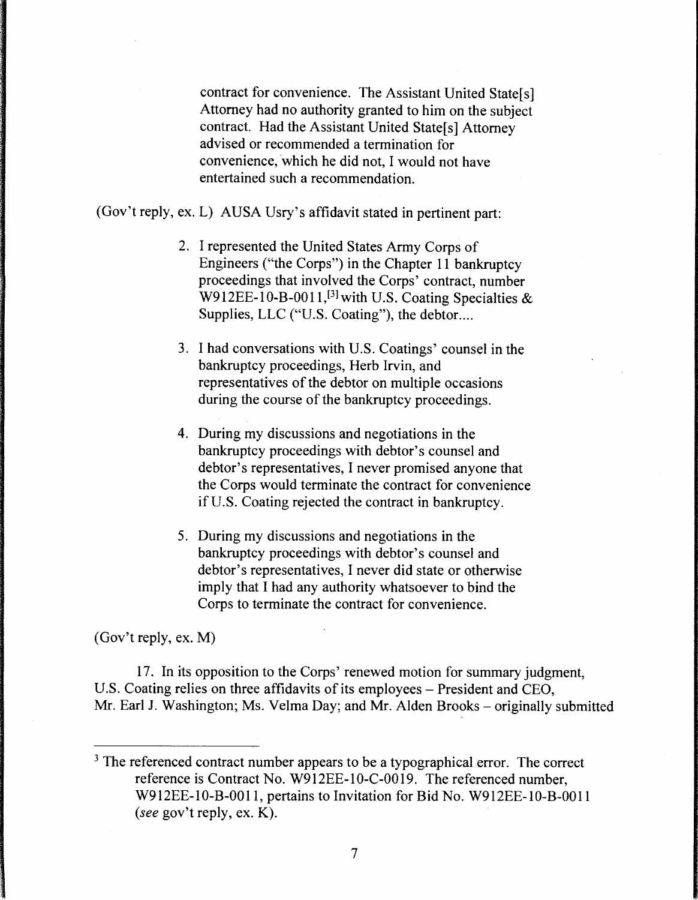> contract for convenience. The Assistant United State[s] Attorney had no authority granted to him on the subject contract. Had the Assistant United State[s] Attorney advised or recommended a termination for convenience, which he did not, I would not have entertained such a recommendation.

(Gov't reply, ex. L) AUSA Usry's affidavit stated in pertinent part:

> 2. I represented the United States Army Corps of Engineers ("the Corps") in the Chapter 11 bankruptcy proceedings that involved the Corps' contract, number W912EE-10-B-0011,[3] with U.S. Coating Specialties & Supplies, LLC ("U.S. Coating"), the debtor....
>
> 3. I had conversations with U.S. Coatings' counsel in the bankruptcy proceedings, Herb Irvin, and representatives of the debtor on multiple occasions during the course of the bankruptcy proceedings.
>
> 4. During my discussions and negotiations in the bankruptcy proceedings with debtor's counsel and debtor's representatives, I never promised anyone that the Corps would terminate the contract for convenience if U.S. Coating rejected the contract in bankruptcy.
>
> 5. During my discussions and negotiations in the bankruptcy proceedings with debtor's counsel and debtor's representatives, I never did state or otherwise imply that I had any authority whatsoever to bind the Corps to terminate the contract for convenience.

(Gov't reply, ex. M)

17. In its opposition to the Corps' renewed motion for summary judgment, U.S. Coating relies on three affidavits of its employees – President and CEO, Mr. Earl J. Washington; Ms. Velma Day; and Mr. Alden Brooks – originally submitted

---

[3] The referenced contract number appears to be a typographical error. The correct reference is Contract No. W912EE-10-C-0019. The referenced number, W912EE-10-B-0011, pertains to Invitation for Bid No. W912EE-10-B-0011 (*see* gov't reply, ex. K).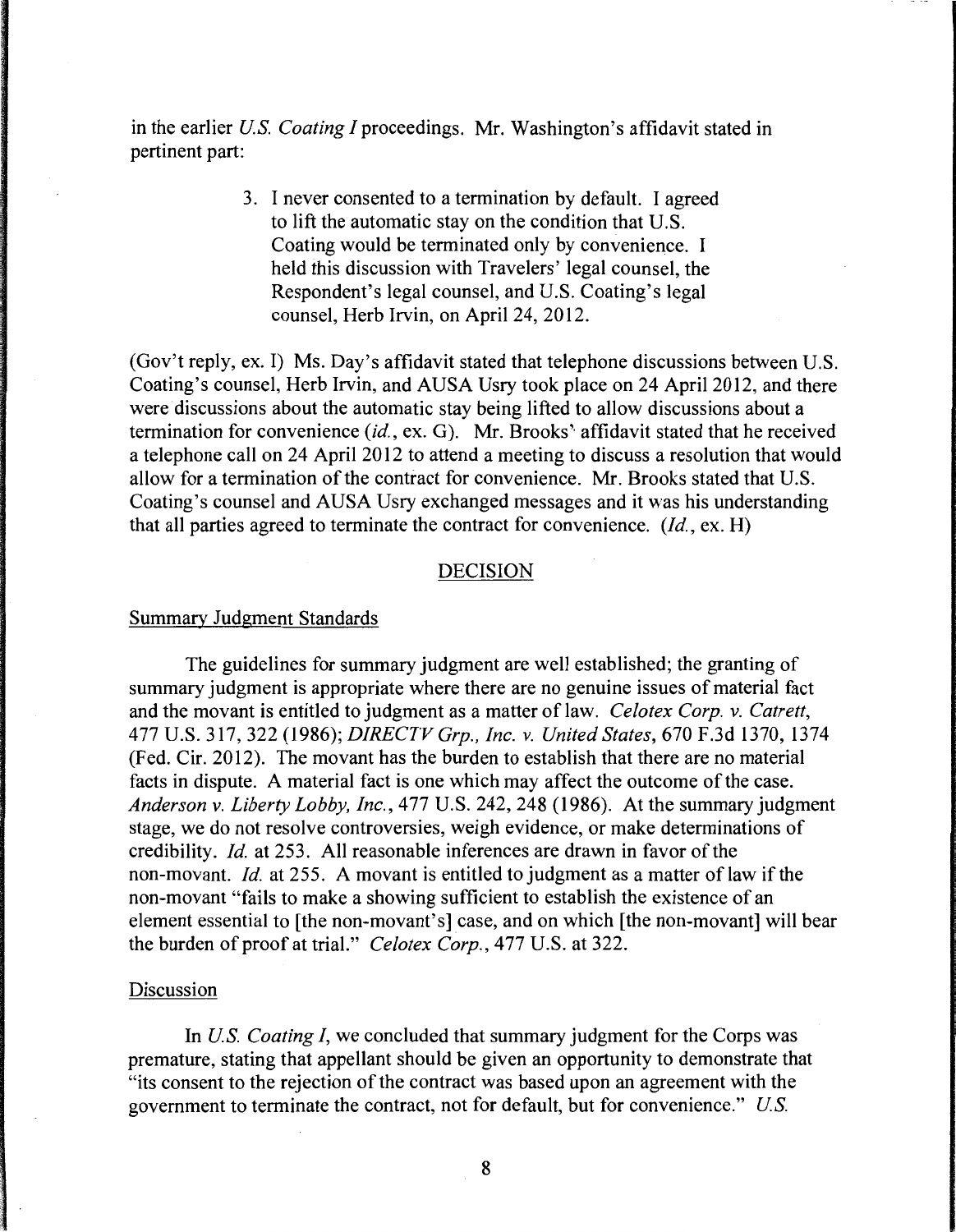in the earlier *U.S. Coating I* proceedings. Mr. Washington's affidavit stated in pertinent part:

> 3. I never consented to a termination by default. I agreed to lift the automatic stay on the condition that U.S. Coating would be terminated only by convenience. I held this discussion with Travelers' legal counsel, the Respondent's legal counsel, and U.S. Coating's legal counsel, Herb Irvin, on April 24, 2012.

(Gov't reply, ex. I) Ms. Day's affidavit stated that telephone discussions between U.S. Coating's counsel, Herb Irvin, and AUSA Usry took place on 24 April 2012, and there were discussions about the automatic stay being lifted to allow discussions about a termination for convenience (*id.*, ex. G). Mr. Brooks' affidavit stated that he received a telephone call on 24 April 2012 to attend a meeting to discuss a resolution that would allow for a termination of the contract for convenience. Mr. Brooks stated that U.S. Coating's counsel and AUSA Usry exchanged messages and it was his understanding that all parties agreed to terminate the contract for convenience. (*Id.*, ex. H)

## DECISION

### Summary Judgment Standards

The guidelines for summary judgment are well established; the granting of summary judgment is appropriate where there are no genuine issues of material fact and the movant is entitled to judgment as a matter of law. *Celotex Corp. v. Catrett*, 477 U.S. 317, 322 (1986); *DIRECTV Grp., Inc. v. United States*, 670 F.3d 1370, 1374 (Fed. Cir. 2012). The movant has the burden to establish that there are no material facts in dispute. A material fact is one which may affect the outcome of the case. *Anderson v. Liberty Lobby, Inc.*, 477 U.S. 242, 248 (1986). At the summary judgment stage, we do not resolve controversies, weigh evidence, or make determinations of credibility. *Id.* at 253. All reasonable inferences are drawn in favor of the non-movant. *Id.* at 255. A movant is entitled to judgment as a matter of law if the non-movant "fails to make a showing sufficient to establish the existence of an element essential to [the non-movant's] case, and on which [the non-movant] will bear the burden of proof at trial." *Celotex Corp.*, 477 U.S. at 322.

### Discussion

In *U.S. Coating I*, we concluded that summary judgment for the Corps was premature, stating that appellant should be given an opportunity to demonstrate that "its consent to the rejection of the contract was based upon an agreement with the government to terminate the contract, not for default, but for convenience." *U.S.*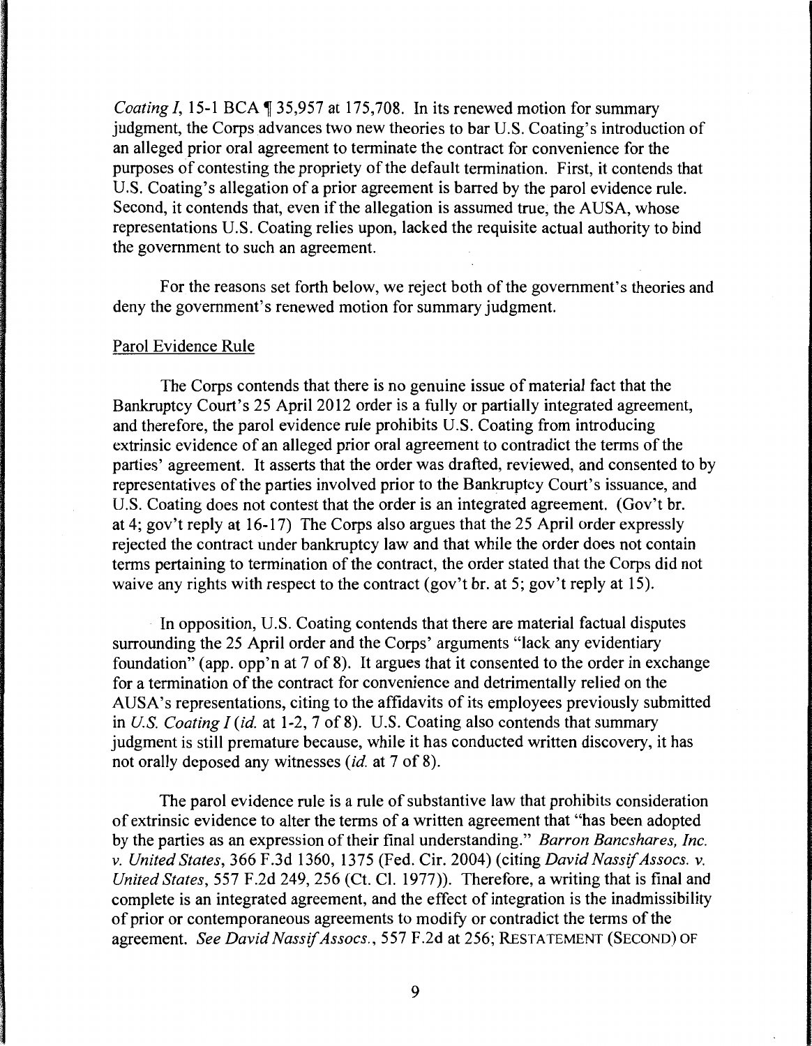*Coating I*, 15-1 BCA ¶ 35,957 at 175,708. In its renewed motion for summary judgment, the Corps advances two new theories to bar U.S. Coating's introduction of an alleged prior oral agreement to terminate the contract for convenience for the purposes of contesting the propriety of the default termination. First, it contends that U.S. Coating's allegation of a prior agreement is barred by the parol evidence rule. Second, it contends that, even if the allegation is assumed true, the AUSA, whose representations U.S. Coating relies upon, lacked the requisite actual authority to bind the government to such an agreement.

For the reasons set forth below, we reject both of the government's theories and deny the government's renewed motion for summary judgment.

Parol Evidence Rule

The Corps contends that there is no genuine issue of material fact that the Bankruptcy Court's 25 April 2012 order is a fully or partially integrated agreement, and therefore, the parol evidence rule prohibits U.S. Coating from introducing extrinsic evidence of an alleged prior oral agreement to contradict the terms of the parties' agreement. It asserts that the order was drafted, reviewed, and consented to by representatives of the parties involved prior to the Bankruptcy Court's issuance, and U.S. Coating does not contest that the order is an integrated agreement. (Gov't br. at 4; gov't reply at 16-17) The Corps also argues that the 25 April order expressly rejected the contract under bankruptcy law and that while the order does not contain terms pertaining to termination of the contract, the order stated that the Corps did not waive any rights with respect to the contract (gov't br. at 5; gov't reply at 15).

In opposition, U.S. Coating contends that there are material factual disputes surrounding the 25 April order and the Corps' arguments "lack any evidentiary foundation" (app. opp'n at 7 of 8). It argues that it consented to the order in exchange for a termination of the contract for convenience and detrimentally relied on the AUSA's representations, citing to the affidavits of its employees previously submitted in *U.S. Coating I* (*id.* at 1-2, 7 of 8). U.S. Coating also contends that summary judgment is still premature because, while it has conducted written discovery, it has not orally deposed any witnesses (*id.* at 7 of 8).

The parol evidence rule is a rule of substantive law that prohibits consideration of extrinsic evidence to alter the terms of a written agreement that "has been adopted by the parties as an expression of their final understanding." *Barron Bancshares, Inc. v. United States*, 366 F.3d 1360, 1375 (Fed. Cir. 2004) (citing *David Nassif Assocs. v. United States*, 557 F.2d 249, 256 (Ct. Cl. 1977)). Therefore, a writing that is final and complete is an integrated agreement, and the effect of integration is the inadmissibility of prior or contemporaneous agreements to modify or contradict the terms of the agreement. *See David Nassif Assocs.*, 557 F.2d at 256; RESTATEMENT (SECOND) OF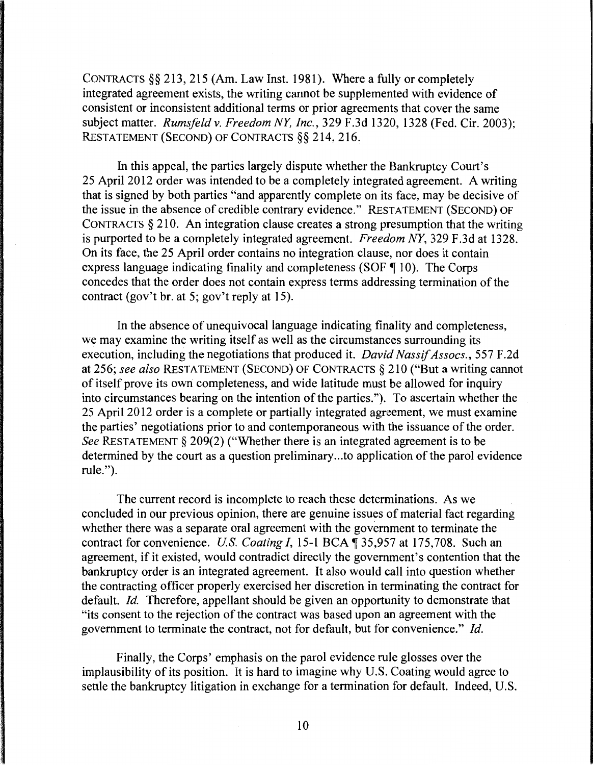CONTRACTS §§ 213, 215 (Am. Law Inst. 1981). Where a fully or completely integrated agreement exists, the writing cannot be supplemented with evidence of consistent or inconsistent additional terms or prior agreements that cover the same subject matter. *Rumsfeld v. Freedom NY, Inc.*, 329 F.3d 1320, 1328 (Fed. Cir. 2003); RESTATEMENT (SECOND) OF CONTRACTS §§ 214, 216.

In this appeal, the parties largely dispute whether the Bankruptcy Court's 25 April 2012 order was intended to be a completely integrated agreement. A writing that is signed by both parties "and apparently complete on its face, may be decisive of the issue in the absence of credible contrary evidence." RESTATEMENT (SECOND) OF CONTRACTS § 210. An integration clause creates a strong presumption that the writing is purported to be a completely integrated agreement. *Freedom NY*, 329 F.3d at 1328. On its face, the 25 April order contains no integration clause, nor does it contain express language indicating finality and completeness (SOF ¶ 10). The Corps concedes that the order does not contain express terms addressing termination of the contract (gov't br. at 5; gov't reply at 15).

In the absence of unequivocal language indicating finality and completeness, we may examine the writing itself as well as the circumstances surrounding its execution, including the negotiations that produced it. *David Nassif Assocs.*, 557 F.2d at 256; *see also* RESTATEMENT (SECOND) OF CONTRACTS § 210 ("But a writing cannot of itself prove its own completeness, and wide latitude must be allowed for inquiry into circumstances bearing on the intention of the parties."). To ascertain whether the 25 April 2012 order is a complete or partially integrated agreement, we must examine the parties' negotiations prior to and contemporaneous with the issuance of the order. *See* RESTATEMENT § 209(2) ("Whether there is an integrated agreement is to be determined by the court as a question preliminary...to application of the parol evidence rule.").

The current record is incomplete to reach these determinations. As we concluded in our previous opinion, there are genuine issues of material fact regarding whether there was a separate oral agreement with the government to terminate the contract for convenience. *U.S. Coating I*, 15-1 BCA ¶ 35,957 at 175,708. Such an agreement, if it existed, would contradict directly the government's contention that the bankruptcy order is an integrated agreement. It also would call into question whether the contracting officer properly exercised her discretion in terminating the contract for default. *Id.* Therefore, appellant should be given an opportunity to demonstrate that "its consent to the rejection of the contract was based upon an agreement with the government to terminate the contract, not for default, but for convenience." *Id.*

Finally, the Corps' emphasis on the parol evidence rule glosses over the implausibility of its position. It is hard to imagine why U.S. Coating would agree to settle the bankruptcy litigation in exchange for a termination for default. Indeed, U.S.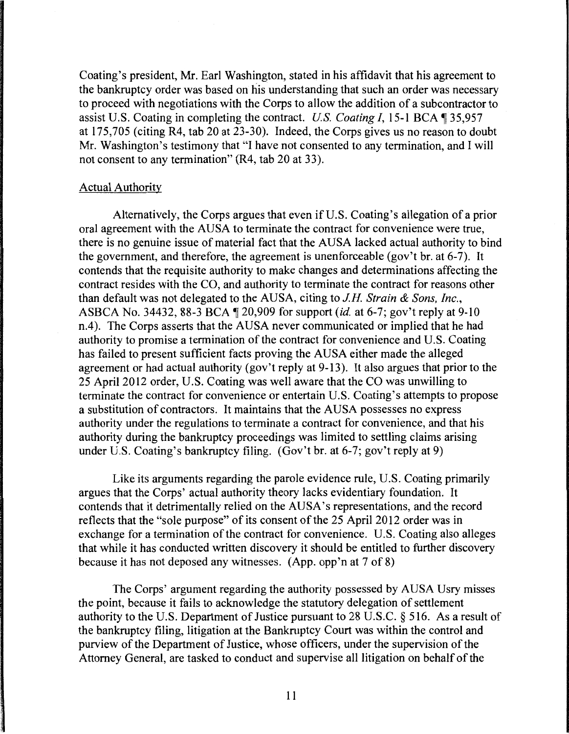Coating's president, Mr. Earl Washington, stated in his affidavit that his agreement to the bankruptcy order was based on his understanding that such an order was necessary to proceed with negotiations with the Corps to allow the addition of a subcontractor to assist U.S. Coating in completing the contract. *U.S. Coating I*, 15-1 BCA ¶ 35,957 at 175,705 (citing R4, tab 20 at 23-30). Indeed, the Corps gives us no reason to doubt Mr. Washington's testimony that "I have not consented to any termination, and I will not consent to any termination" (R4, tab 20 at 33).

Actual Authority

Alternatively, the Corps argues that even if U.S. Coating's allegation of a prior oral agreement with the AUSA to terminate the contract for convenience were true, there is no genuine issue of material fact that the AUSA lacked actual authority to bind the government, and therefore, the agreement is unenforceable (gov't br. at 6-7). It contends that the requisite authority to make changes and determinations affecting the contract resides with the CO, and authority to terminate the contract for reasons other than default was not delegated to the AUSA, citing to *J.H. Strain & Sons, Inc.*, ASBCA No. 34432, 88-3 BCA ¶ 20,909 for support (*id.* at 6-7; gov't reply at 9-10 n.4). The Corps asserts that the AUSA never communicated or implied that he had authority to promise a termination of the contract for convenience and U.S. Coating has failed to present sufficient facts proving the AUSA either made the alleged agreement or had actual authority (gov't reply at 9-13). It also argues that prior to the 25 April 2012 order, U.S. Coating was well aware that the CO was unwilling to terminate the contract for convenience or entertain U.S. Coating's attempts to propose a substitution of contractors. It maintains that the AUSA possesses no express authority under the regulations to terminate a contract for convenience, and that his authority during the bankruptcy proceedings was limited to settling claims arising under U.S. Coating's bankruptcy filing. (Gov't br. at 6-7; gov't reply at 9)

Like its arguments regarding the parole evidence rule, U.S. Coating primarily argues that the Corps' actual authority theory lacks evidentiary foundation. It contends that it detrimentally relied on the AUSA's representations, and the record reflects that the "sole purpose" of its consent of the 25 April 2012 order was in exchange for a termination of the contract for convenience. U.S. Coating also alleges that while it has conducted written discovery it should be entitled to further discovery because it has not deposed any witnesses. (App. opp'n at 7 of 8)

The Corps' argument regarding the authority possessed by AUSA Usry misses the point, because it fails to acknowledge the statutory delegation of settlement authority to the U.S. Department of Justice pursuant to 28 U.S.C. § 516. As a result of the bankruptcy filing, litigation at the Bankruptcy Court was within the control and purview of the Department of Justice, whose officers, under the supervision of the Attorney General, are tasked to conduct and supervise all litigation on behalf of the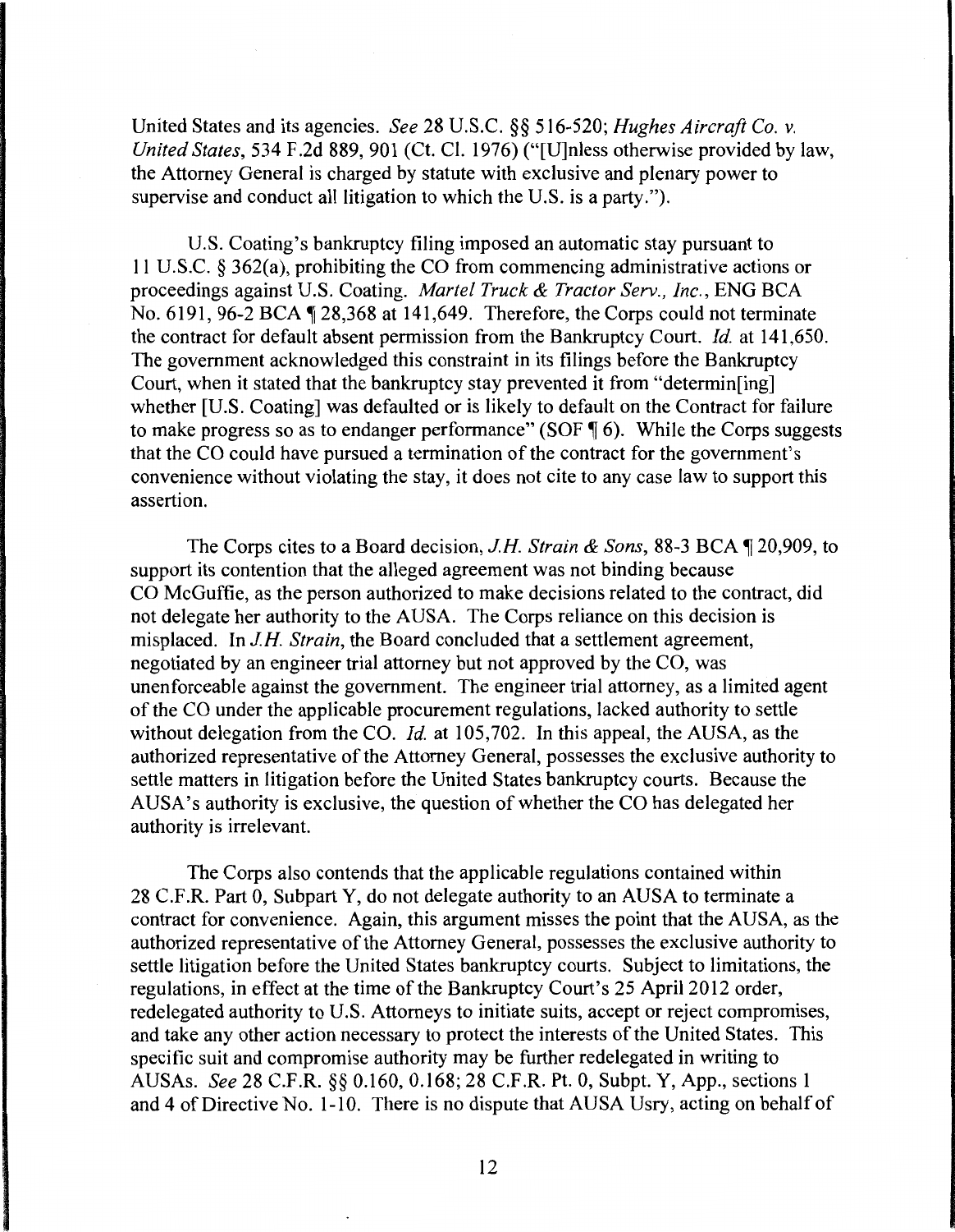United States and its agencies. *See* 28 U.S.C. §§ 516-520; *Hughes Aircraft Co. v. United States*, 534 F.2d 889, 901 (Ct. Cl. 1976) ("[U]nless otherwise provided by law, the Attorney General is charged by statute with exclusive and plenary power to supervise and conduct all litigation to which the U.S. is a party.").

U.S. Coating's bankruptcy filing imposed an automatic stay pursuant to 11 U.S.C. § 362(a), prohibiting the CO from commencing administrative actions or proceedings against U.S. Coating. *Martel Truck & Tractor Serv., Inc.*, ENG BCA No. 6191, 96-2 BCA ¶ 28,368 at 141,649. Therefore, the Corps could not terminate the contract for default absent permission from the Bankruptcy Court. *Id.* at 141,650. The government acknowledged this constraint in its filings before the Bankruptcy Court, when it stated that the bankruptcy stay prevented it from "determin[ing] whether [U.S. Coating] was defaulted or is likely to default on the Contract for failure to make progress so as to endanger performance" (SOF ¶ 6). While the Corps suggests that the CO could have pursued a termination of the contract for the government's convenience without violating the stay, it does not cite to any case law to support this assertion.

The Corps cites to a Board decision, *J.H. Strain & Sons*, 88-3 BCA ¶ 20,909, to support its contention that the alleged agreement was not binding because CO McGuffie, as the person authorized to make decisions related to the contract, did not delegate her authority to the AUSA. The Corps reliance on this decision is misplaced. In *J.H. Strain*, the Board concluded that a settlement agreement, negotiated by an engineer trial attorney but not approved by the CO, was unenforceable against the government. The engineer trial attorney, as a limited agent of the CO under the applicable procurement regulations, lacked authority to settle without delegation from the CO. *Id.* at 105,702. In this appeal, the AUSA, as the authorized representative of the Attorney General, possesses the exclusive authority to settle matters in litigation before the United States bankruptcy courts. Because the AUSA's authority is exclusive, the question of whether the CO has delegated her authority is irrelevant.

The Corps also contends that the applicable regulations contained within 28 C.F.R. Part 0, Subpart Y, do not delegate authority to an AUSA to terminate a contract for convenience. Again, this argument misses the point that the AUSA, as the authorized representative of the Attorney General, possesses the exclusive authority to settle litigation before the United States bankruptcy courts. Subject to limitations, the regulations, in effect at the time of the Bankruptcy Court's 25 April 2012 order, redelegated authority to U.S. Attorneys to initiate suits, accept or reject compromises, and take any other action necessary to protect the interests of the United States. This specific suit and compromise authority may be further redelegated in writing to AUSAs. *See* 28 C.F.R. §§ 0.160, 0.168; 28 C.F.R. Pt. 0, Subpt. Y, App., sections 1 and 4 of Directive No. 1-10. There is no dispute that AUSA Usry, acting on behalf of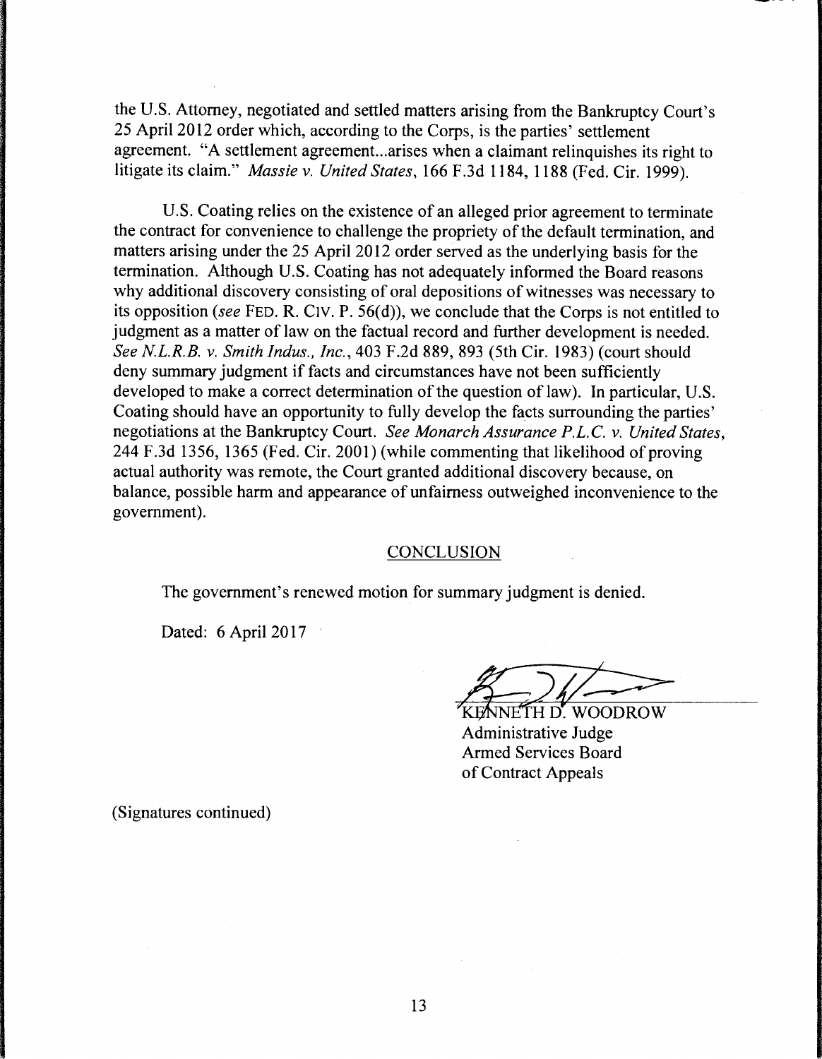the U.S. Attorney, negotiated and settled matters arising from the Bankruptcy Court's 25 April 2012 order which, according to the Corps, is the parties' settlement agreement. "A settlement agreement...arises when a claimant relinquishes its right to litigate its claim." *Massie v. United States*, 166 F.3d 1184, 1188 (Fed. Cir. 1999).

U.S. Coating relies on the existence of an alleged prior agreement to terminate the contract for convenience to challenge the propriety of the default termination, and matters arising under the 25 April 2012 order served as the underlying basis for the termination. Although U.S. Coating has not adequately informed the Board reasons why additional discovery consisting of oral depositions of witnesses was necessary to its opposition (*see* FED. R. CIV. P. 56(d)), we conclude that the Corps is not entitled to judgment as a matter of law on the factual record and further development is needed. *See N.L.R.B. v. Smith Indus., Inc.*, 403 F.2d 889, 893 (5th Cir. 1983) (court should deny summary judgment if facts and circumstances have not been sufficiently developed to make a correct determination of the question of law). In particular, U.S. Coating should have an opportunity to fully develop the facts surrounding the parties' negotiations at the Bankruptcy Court. *See Monarch Assurance P.L.C. v. United States*, 244 F.3d 1356, 1365 (Fed. Cir. 2001) (while commenting that likelihood of proving actual authority was remote, the Court granted additional discovery because, on balance, possible harm and appearance of unfairness outweighed inconvenience to the government).

## CONCLUSION

The government's renewed motion for summary judgment is denied.

Dated: 6 April 2017

KENNETH D. WOODROW
Administrative Judge
Armed Services Board
of Contract Appeals

(Signatures continued)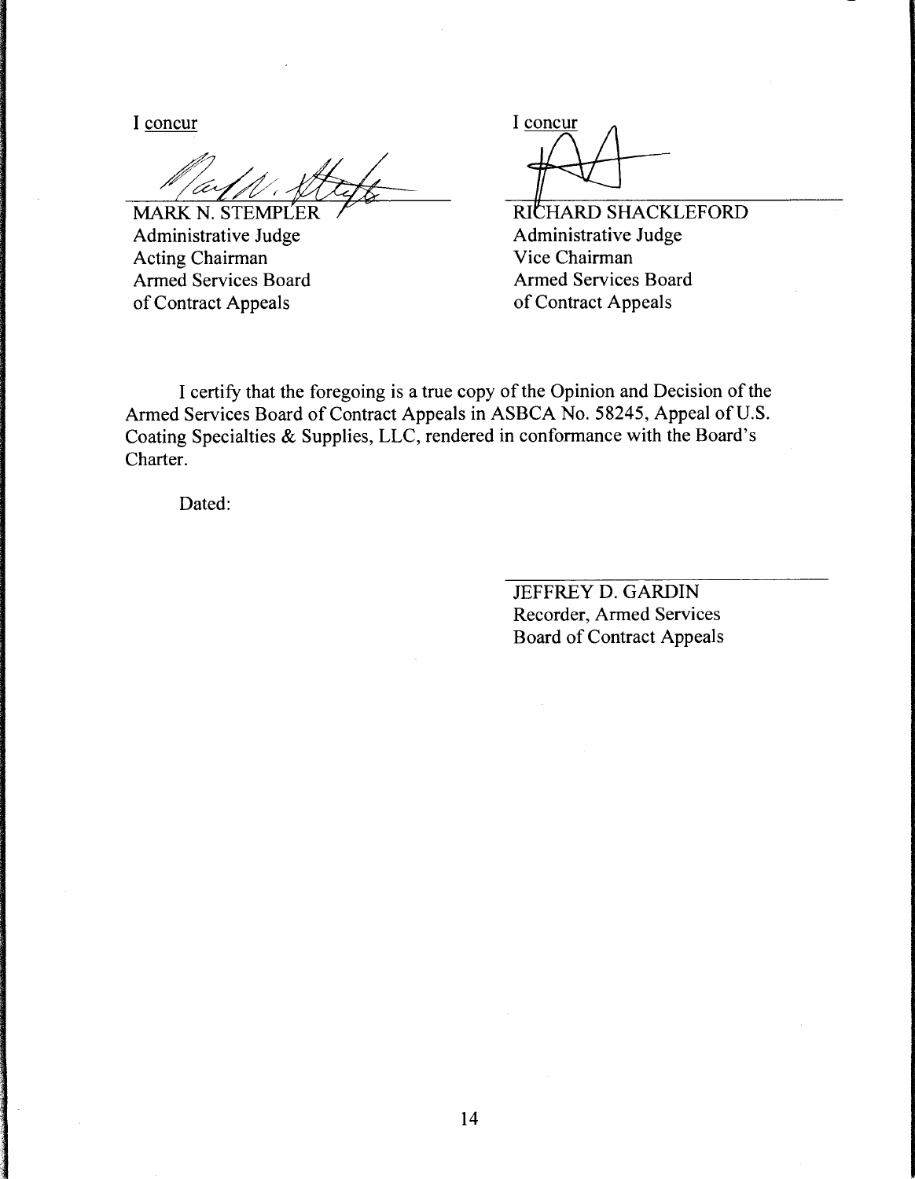I concur

MARK N. STEMPLER
Administrative Judge
Acting Chairman
Armed Services Board
of Contract Appeals

I concur

RICHARD SHACKLEFORD
Administrative Judge
Vice Chairman
Armed Services Board
of Contract Appeals

I certify that the foregoing is a true copy of the Opinion and Decision of the Armed Services Board of Contract Appeals in ASBCA No. 58245, Appeal of U.S. Coating Specialties & Supplies, LLC, rendered in conformance with the Board's Charter.

Dated:

JEFFREY D. GARDIN
Recorder, Armed Services
Board of Contract Appeals